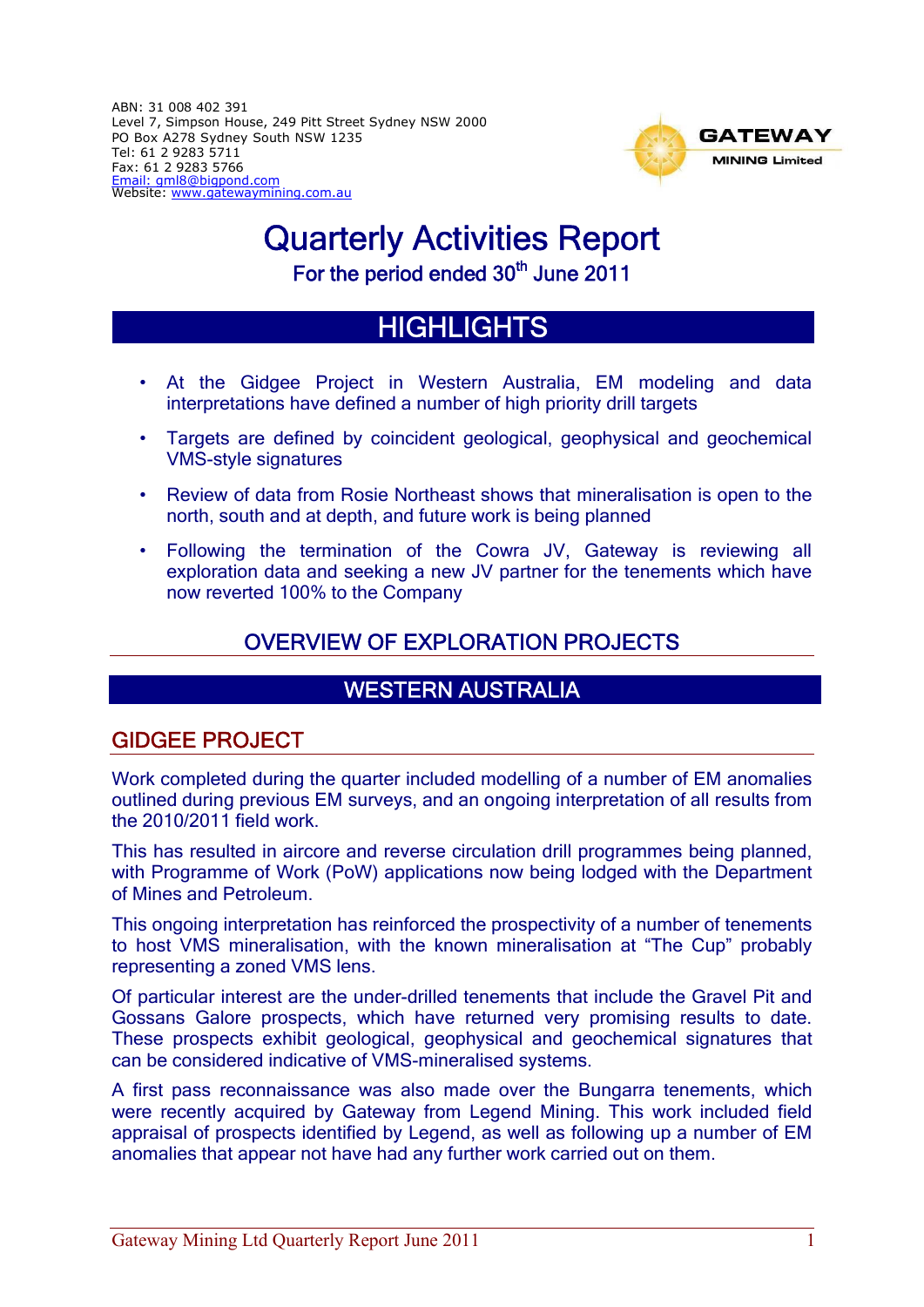ABN: 31 008 402 391
Level 7, Simpson House, 249 Pitt Street Sydney NSW 2000
PO Box A278 Sydney South NSW 1235
Tel: 61 2 9283 5711
Fax: 61 2 9283 5766
Email: gml8@bigpond.com
Website: www.gatewaymining.com.au

GATEWAY MINING Limited

# Quarterly Activities Report

For the period ended 30th June 2011

## HIGHLIGHTS

- At the Gidgee Project in Western Australia, EM modeling and data interpretations have defined a number of high priority drill targets
- Targets are defined by coincident geological, geophysical and geochemical VMS-style signatures
- Review of data from Rosie Northeast shows that mineralisation is open to the north, south and at depth, and future work is being planned
- Following the termination of the Cowra JV, Gateway is reviewing all exploration data and seeking a new JV partner for the tenements which have now reverted 100% to the Company

## OVERVIEW OF EXPLORATION PROJECTS

## WESTERN AUSTRALIA

### GIDGEE PROJECT

Work completed during the quarter included modelling of a number of EM anomalies outlined during previous EM surveys, and an ongoing interpretation of all results from the 2010/2011 field work.

This has resulted in aircore and reverse circulation drill programmes being planned, with Programme of Work (PoW) applications now being lodged with the Department of Mines and Petroleum.

This ongoing interpretation has reinforced the prospectivity of a number of tenements to host VMS mineralisation, with the known mineralisation at "The Cup" probably representing a zoned VMS lens.

Of particular interest are the under-drilled tenements that include the Gravel Pit and Gossans Galore prospects, which have returned very promising results to date. These prospects exhibit geological, geophysical and geochemical signatures that can be considered indicative of VMS-mineralised systems.

A first pass reconnaissance was also made over the Bungarra tenements, which were recently acquired by Gateway from Legend Mining. This work included field appraisal of prospects identified by Legend, as well as following up a number of EM anomalies that appear not have had any further work carried out on them.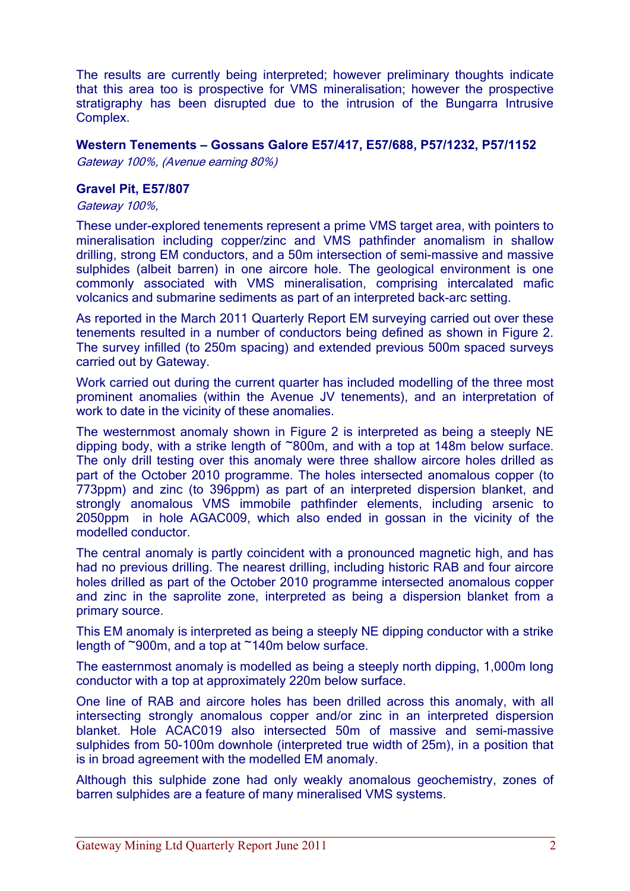The results are currently being interpreted; however preliminary thoughts indicate that this area too is prospective for VMS mineralisation; however the prospective stratigraphy has been disrupted due to the intrusion of the Bungarra Intrusive Complex.

### Western Tenements – Gossans Galore E57/417, E57/688, P57/1232, P57/1152

*Gateway 100%, (Avenue earning 80%)*

### Gravel Pit, E57/807

*Gateway 100%,*

These under-explored tenements represent a prime VMS target area, with pointers to mineralisation including copper/zinc and VMS pathfinder anomalism in shallow drilling, strong EM conductors, and a 50m intersection of semi-massive and massive sulphides (albeit barren) in one aircore hole. The geological environment is one commonly associated with VMS mineralisation, comprising intercalated mafic volcanics and submarine sediments as part of an interpreted back-arc setting.

As reported in the March 2011 Quarterly Report EM surveying carried out over these tenements resulted in a number of conductors being defined as shown in Figure 2. The survey infilled (to 250m spacing) and extended previous 500m spaced surveys carried out by Gateway.

Work carried out during the current quarter has included modelling of the three most prominent anomalies (within the Avenue JV tenements), and an interpretation of work to date in the vicinity of these anomalies.

The westernmost anomaly shown in Figure 2 is interpreted as being a steeply NE dipping body, with a strike length of ~800m, and with a top at 148m below surface. The only drill testing over this anomaly were three shallow aircore holes drilled as part of the October 2010 programme. The holes intersected anomalous copper (to 773ppm) and zinc (to 396ppm) as part of an interpreted dispersion blanket, and strongly anomalous VMS immobile pathfinder elements, including arsenic to 2050ppm in hole AGAC009, which also ended in gossan in the vicinity of the modelled conductor.

The central anomaly is partly coincident with a pronounced magnetic high, and has had no previous drilling. The nearest drilling, including historic RAB and four aircore holes drilled as part of the October 2010 programme intersected anomalous copper and zinc in the saprolite zone, interpreted as being a dispersion blanket from a primary source.

This EM anomaly is interpreted as being a steeply NE dipping conductor with a strike length of ~900m, and a top at ~140m below surface.

The easternmost anomaly is modelled as being a steeply north dipping, 1,000m long conductor with a top at approximately 220m below surface.

One line of RAB and aircore holes has been drilled across this anomaly, with all intersecting strongly anomalous copper and/or zinc in an interpreted dispersion blanket. Hole ACAC019 also intersected 50m of massive and semi-massive sulphides from 50-100m downhole (interpreted true width of 25m), in a position that is in broad agreement with the modelled EM anomaly.

Although this sulphide zone had only weakly anomalous geochemistry, zones of barren sulphides are a feature of many mineralised VMS systems.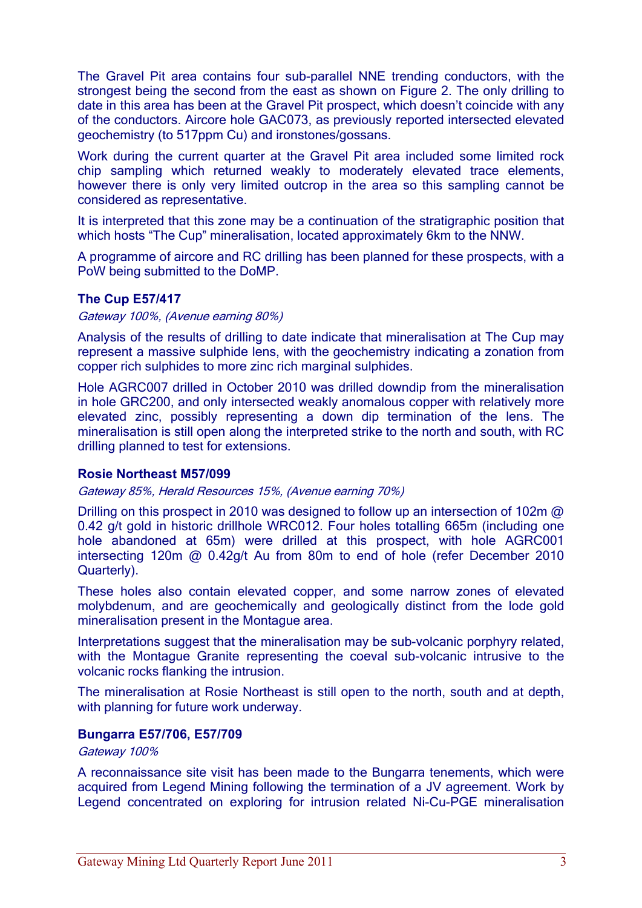The Gravel Pit area contains four sub-parallel NNE trending conductors, with the strongest being the second from the east as shown on Figure 2. The only drilling to date in this area has been at the Gravel Pit prospect, which doesn't coincide with any of the conductors. Aircore hole GAC073, as previously reported intersected elevated geochemistry (to 517ppm Cu) and ironstones/gossans.

Work during the current quarter at the Gravel Pit area included some limited rock chip sampling which returned weakly to moderately elevated trace elements, however there is only very limited outcrop in the area so this sampling cannot be considered as representative.

It is interpreted that this zone may be a continuation of the stratigraphic position that which hosts "The Cup" mineralisation, located approximately 6km to the NNW.

A programme of aircore and RC drilling has been planned for these prospects, with a PoW being submitted to the DoMP.

### The Cup E57/417

*Gateway 100%, (Avenue earning 80%)*

Analysis of the results of drilling to date indicate that mineralisation at The Cup may represent a massive sulphide lens, with the geochemistry indicating a zonation from copper rich sulphides to more zinc rich marginal sulphides.

Hole AGRC007 drilled in October 2010 was drilled downdip from the mineralisation in hole GRC200, and only intersected weakly anomalous copper with relatively more elevated zinc, possibly representing a down dip termination of the lens. The mineralisation is still open along the interpreted strike to the north and south, with RC drilling planned to test for extensions.

### Rosie Northeast M57/099

*Gateway 85%, Herald Resources 15%, (Avenue earning 70%)*

Drilling on this prospect in 2010 was designed to follow up an intersection of 102m @ 0.42 g/t gold in historic drillhole WRC012. Four holes totalling 665m (including one hole abandoned at 65m) were drilled at this prospect, with hole AGRC001 intersecting 120m @ 0.42g/t Au from 80m to end of hole (refer December 2010 Quarterly).

These holes also contain elevated copper, and some narrow zones of elevated molybdenum, and are geochemically and geologically distinct from the lode gold mineralisation present in the Montague area.

Interpretations suggest that the mineralisation may be sub-volcanic porphyry related, with the Montague Granite representing the coeval sub-volcanic intrusive to the volcanic rocks flanking the intrusion.

The mineralisation at Rosie Northeast is still open to the north, south and at depth, with planning for future work underway.

### Bungarra E57/706, E57/709

*Gateway 100%*

A reconnaissance site visit has been made to the Bungarra tenements, which were acquired from Legend Mining following the termination of a JV agreement. Work by Legend concentrated on exploring for intrusion related Ni-Cu-PGE mineralisation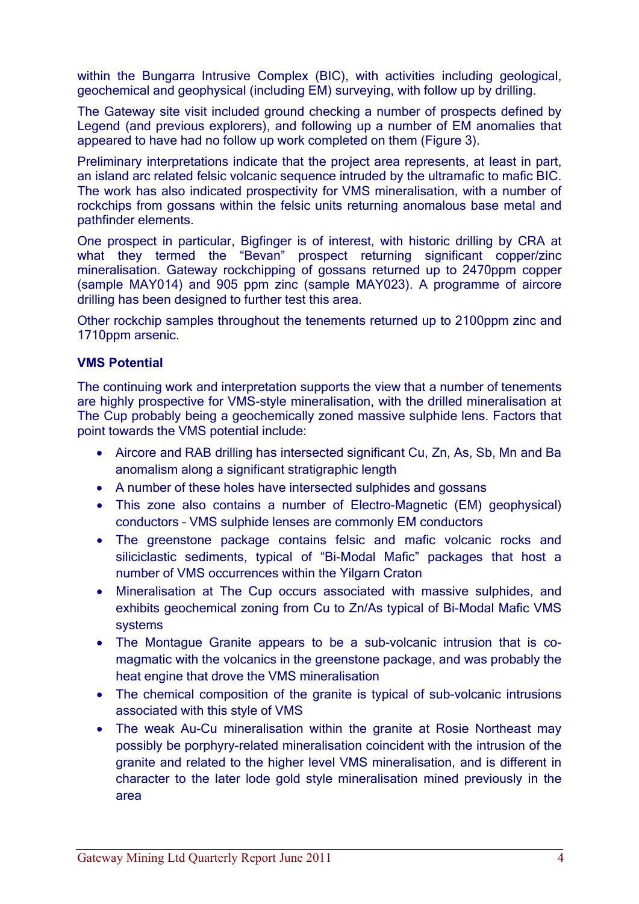within the Bungarra Intrusive Complex (BIC), with activities including geological, geochemical and geophysical (including EM) surveying, with follow up by drilling.

The Gateway site visit included ground checking a number of prospects defined by Legend (and previous explorers), and following up a number of EM anomalies that appeared to have had no follow up work completed on them (Figure 3).

Preliminary interpretations indicate that the project area represents, at least in part, an island arc related felsic volcanic sequence intruded by the ultramafic to mafic BIC. The work has also indicated prospectivity for VMS mineralisation, with a number of rockchips from gossans within the felsic units returning anomalous base metal and pathfinder elements.

One prospect in particular, Bigfinger is of interest, with historic drilling by CRA at what they termed the "Bevan" prospect returning significant copper/zinc mineralisation. Gateway rockchipping of gossans returned up to 2470ppm copper (sample MAY014) and 905 ppm zinc (sample MAY023). A programme of aircore drilling has been designed to further test this area.

Other rockchip samples throughout the tenements returned up to 2100ppm zinc and 1710ppm arsenic.

**VMS Potential**

The continuing work and interpretation supports the view that a number of tenements are highly prospective for VMS-style mineralisation, with the drilled mineralisation at The Cup probably being a geochemically zoned massive sulphide lens. Factors that point towards the VMS potential include:

- Aircore and RAB drilling has intersected significant Cu, Zn, As, Sb, Mn and Ba anomalism along a significant stratigraphic length
- A number of these holes have intersected sulphides and gossans
- This zone also contains a number of Electro-Magnetic (EM) geophysical) conductors – VMS sulphide lenses are commonly EM conductors
- The greenstone package contains felsic and mafic volcanic rocks and siliciclastic sediments, typical of "Bi-Modal Mafic" packages that host a number of VMS occurrences within the Yilgarn Craton
- Mineralisation at The Cup occurs associated with massive sulphides, and exhibits geochemical zoning from Cu to Zn/As typical of Bi-Modal Mafic VMS systems
- The Montague Granite appears to be a sub-volcanic intrusion that is co-magmatic with the volcanics in the greenstone package, and was probably the heat engine that drove the VMS mineralisation
- The chemical composition of the granite is typical of sub-volcanic intrusions associated with this style of VMS
- The weak Au-Cu mineralisation within the granite at Rosie Northeast may possibly be porphyry-related mineralisation coincident with the intrusion of the granite and related to the higher level VMS mineralisation, and is different in character to the later lode gold style mineralisation mined previously in the area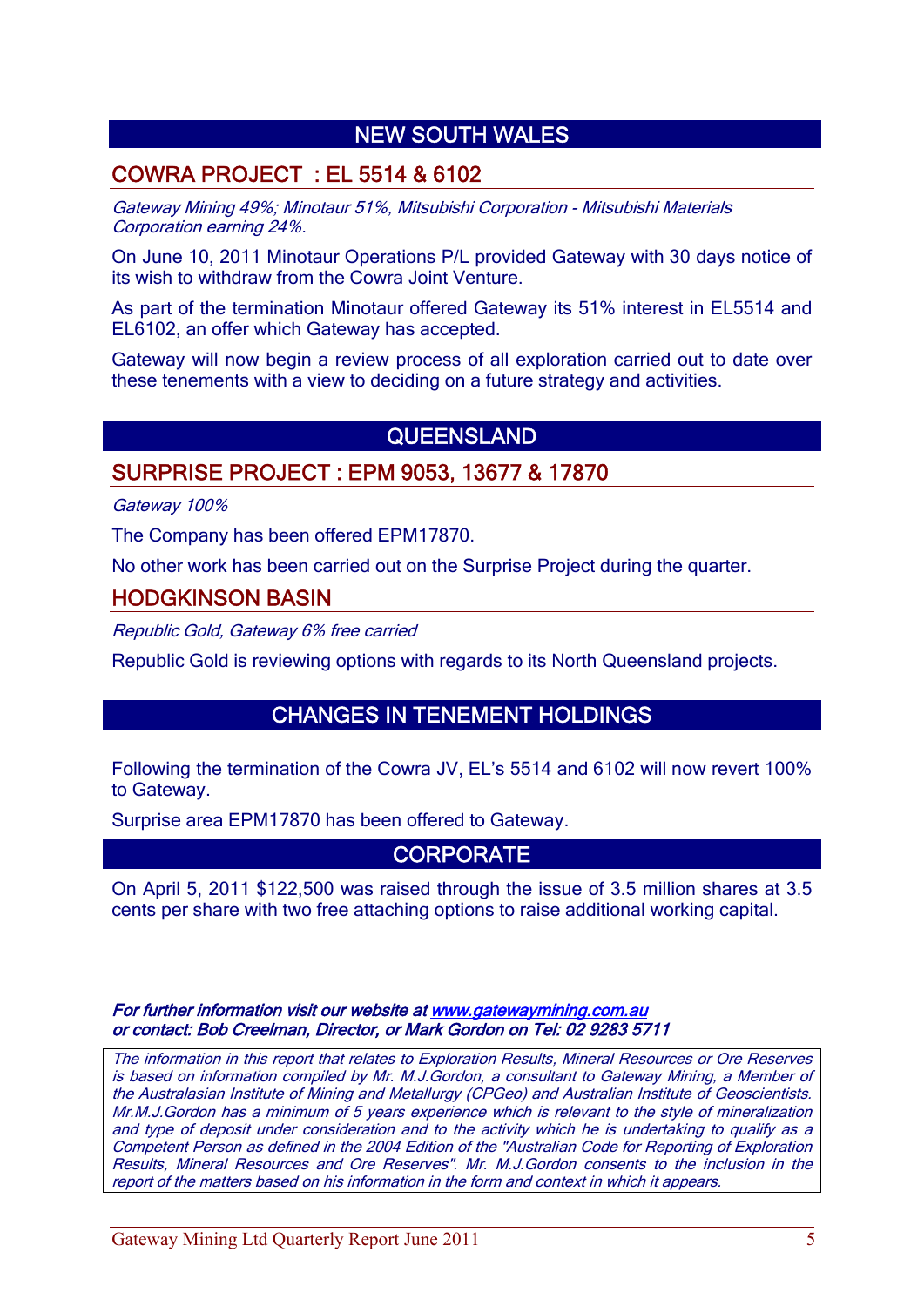# NEW SOUTH WALES

## COWRA PROJECT : EL 5514 & 6102

*Gateway Mining 49%; Minotaur 51%, Mitsubishi Corporation - Mitsubishi Materials Corporation earning 24%.*

On June 10, 2011 Minotaur Operations P/L provided Gateway with 30 days notice of its wish to withdraw from the Cowra Joint Venture.

As part of the termination Minotaur offered Gateway its 51% interest in EL5514 and EL6102, an offer which Gateway has accepted.

Gateway will now begin a review process of all exploration carried out to date over these tenements with a view to deciding on a future strategy and activities.

# QUEENSLAND

## SURPRISE PROJECT : EPM 9053, 13677 & 17870

*Gateway 100%*

The Company has been offered EPM17870.

No other work has been carried out on the Surprise Project during the quarter.

## HODGKINSON BASIN

*Republic Gold, Gateway 6% free carried*

Republic Gold is reviewing options with regards to its North Queensland projects.

# CHANGES IN TENEMENT HOLDINGS

Following the termination of the Cowra JV, EL's 5514 and 6102 will now revert 100% to Gateway.

Surprise area EPM17870 has been offered to Gateway.

# CORPORATE

On April 5, 2011 $122,500 was raised through the issue of 3.5 million shares at 3.5 cents per share with two free attaching options to raise additional working capital.

***For further information visit our website at [www.gatewaymining.com.au](http://www.gatewaymining.com.au)***
***or contact: Bob Creelman, Director, or Mark Gordon on Tel: 02 9283 5711***

*The information in this report that relates to Exploration Results, Mineral Resources or Ore Reserves is based on information compiled by Mr. M.J.Gordon, a consultant to Gateway Mining, a Member of the Australasian Institute of Mining and Metallurgy (CPGeo) and Australian Institute of Geoscientists. Mr.M.J.Gordon has a minimum of 5 years experience which is relevant to the style of mineralization and type of deposit under consideration and to the activity which he is undertaking to qualify as a Competent Person as defined in the 2004 Edition of the "Australian Code for Reporting of Exploration Results, Mineral Resources and Ore Reserves". Mr. M.J.Gordon consents to the inclusion in the report of the matters based on his information in the form and context in which it appears.*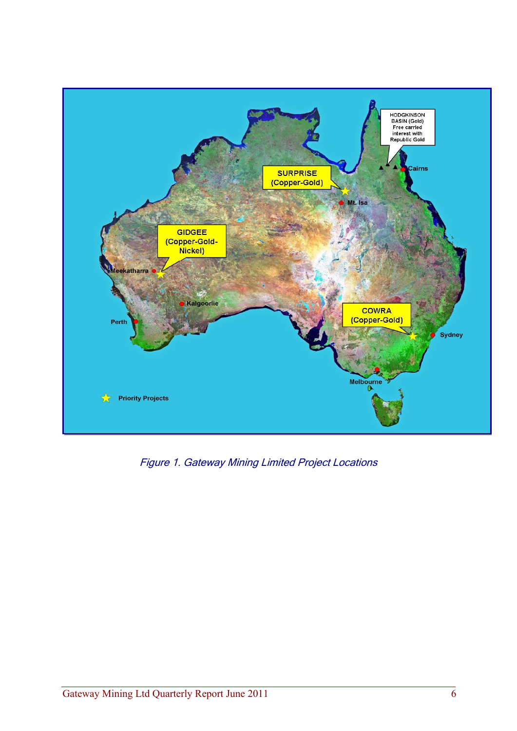*Figure 1. Gateway Mining Limited Project Locations*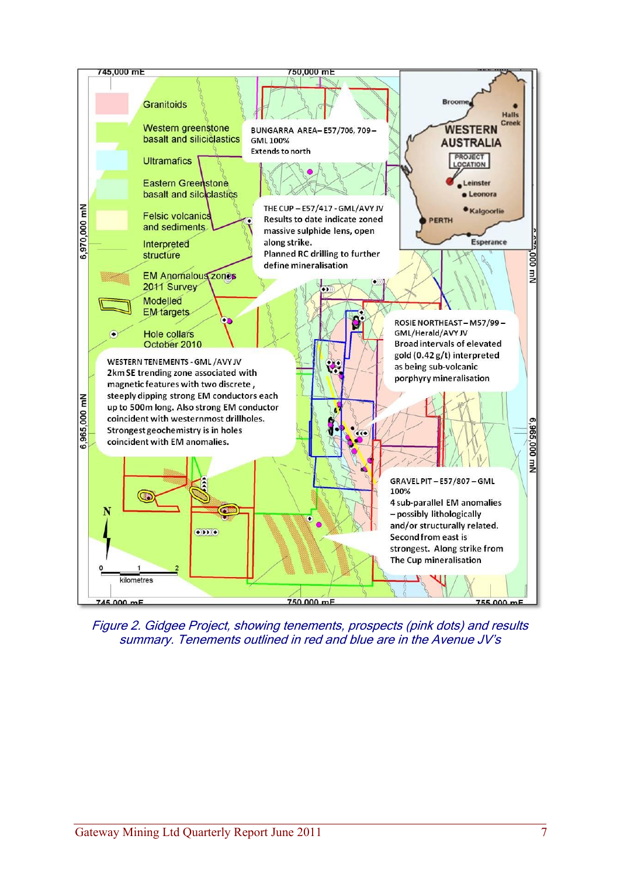BUNGARRA AREA – E57/706, 709 – GML 100%
Extends to north

THE CUP – E57/417 - GML/AVY JV
Results to date indicate zoned massive sulphide lens, open along strike.
Planned RC drilling to further define mineralisation

ROSIE NORTHEAST – M57/99 – GML/Herald/AVY JV
Broad intervals of elevated gold (0.42 g/t) interpreted as being sub-volcanic porphyry mineralisation

WESTERN TENEMENTS - GML /AVY JV
2km SE trending zone associated with magnetic features with two discrete, steeply dipping strong EM conductors each up to 500m long. Also strong EM conductor coincident with westernmost drillholes.
Strongest geochemistry is in holes coincident with EM anomalies.

GRAVEL PIT – E57/807 – GML 100%
4 sub-parallel EM anomalies – possibly lithologically and/or structurally related.
Second from east is strongest. Along strike from The Cup mineralisation

*Figure 2. Gidgee Project, showing tenements, prospects (pink dots) and results summary. Tenements outlined in red and blue are in the Avenue JV's*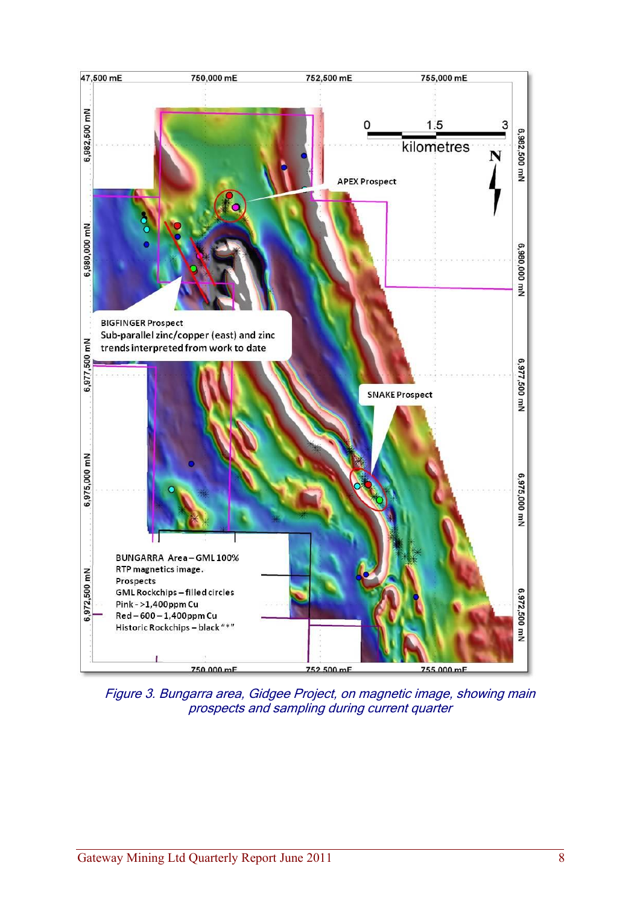47,500 mE
750,000 mE
752,500 mE
755,000 mE

6,982,500 mN
6,980,000 mN
6,977,500 mN
6,975,000 mN
6,972,500 mN

0 1.5 3
kilometres
N

APEX Prospect

BIGFINGER Prospect
Sub-parallel zinc/copper (east) and zinc trends interpreted from work to date

SNAKE Prospect

BUNGARRA Area – GML 100%
RTP magnetics image.
Prospects
GML Rockchips – filled circles
Pink - >1,400ppm Cu
Red – 600 – 1,400ppm Cu
Historic Rockchips – black "*"

750,000 mE
752,500 mE
755,000 mE

*Figure 3. Bungarra area, Gidgee Project, on magnetic image, showing main prospects and sampling during current quarter*